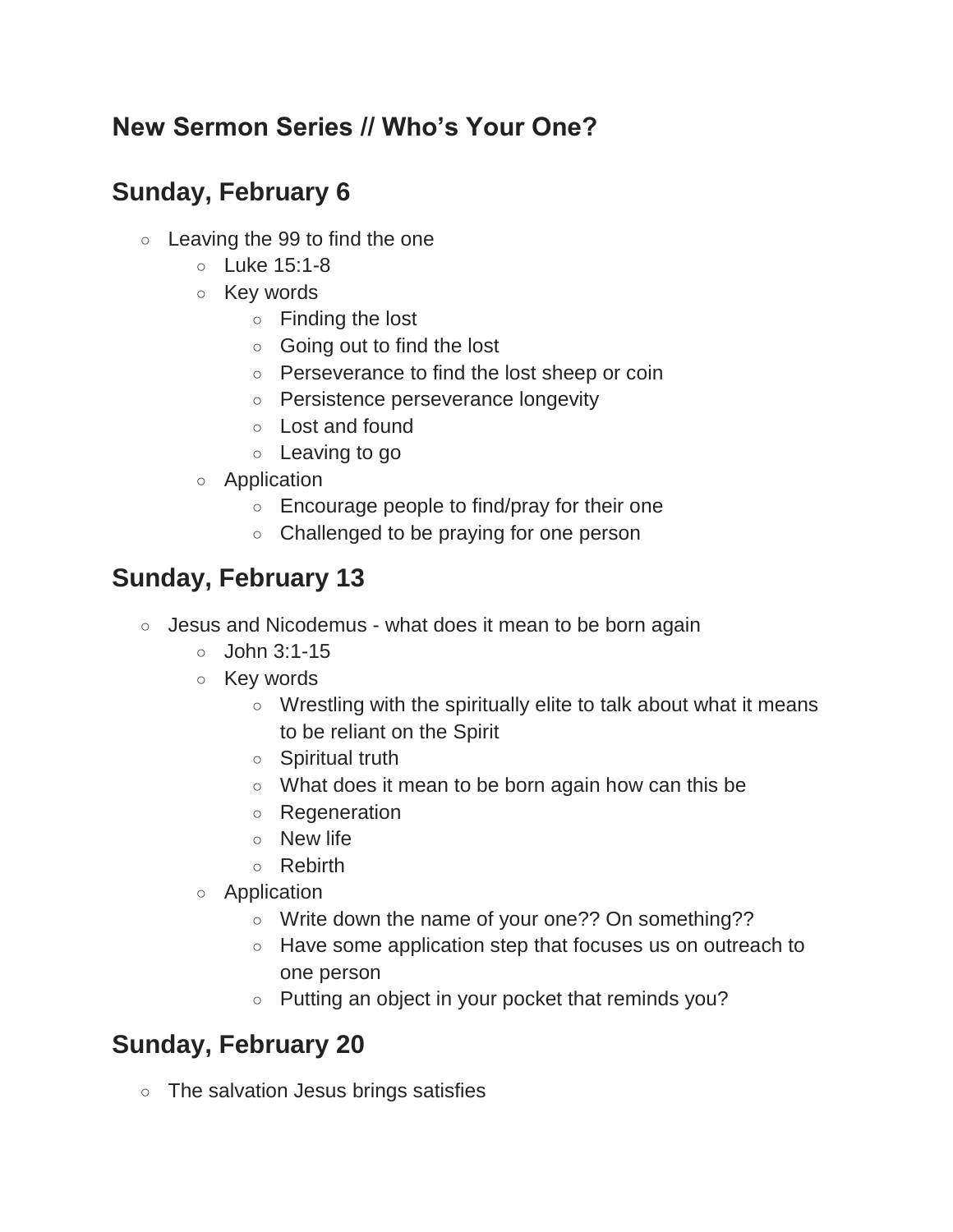## New Sermon Series // Who's Your One?

## Sunday, February 6

- Leaving the 99 to find the one
    - Luke 15:1-8
    - Key words
        - Finding the lost
        - Going out to find the lost
        - Perseverance to find the lost sheep or coin
        - Persistence perseverance longevity
        - Lost and found
        - Leaving to go
    - Application
        - Encourage people to find/pray for their one
        - Challenged to be praying for one person

## Sunday, February 13

- Jesus and Nicodemus - what does it mean to be born again
    - John 3:1-15
    - Key words
        - Wrestling with the spiritually elite to talk about what it means to be reliant on the Spirit
        - Spiritual truth
        - What does it mean to be born again how can this be
        - Regeneration
        - New life
        - Rebirth
    - Application
        - Write down the name of your one?? On something??
        - Have some application step that focuses us on outreach to one person
        - Putting an object in your pocket that reminds you?

## Sunday, February 20

- The salvation Jesus brings satisfies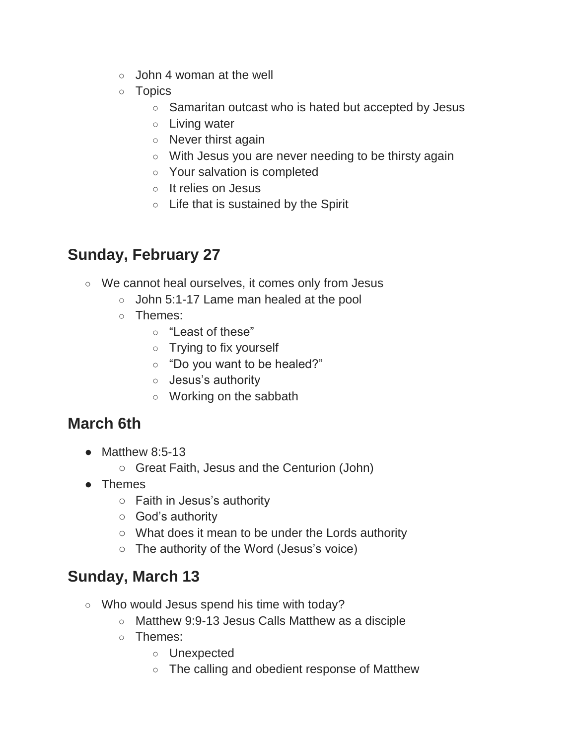- John 4 woman at the well
- Topics
    - Samaritan outcast who is hated but accepted by Jesus
    - Living water
    - Never thirst again
    - With Jesus you are never needing to be thirsty again
    - Your salvation is completed
    - It relies on Jesus
    - Life that is sustained by the Spirit

## Sunday, February 27

- We cannot heal ourselves, it comes only from Jesus
    - John 5:1-17 Lame man healed at the pool
    - Themes:
        - "Least of these"
        - Trying to fix yourself
        - "Do you want to be healed?"
        - Jesus's authority
        - Working on the sabbath

## March 6th

- Matthew 8:5-13
    - Great Faith, Jesus and the Centurion (John)
- Themes
    - Faith in Jesus's authority
    - God's authority
    - What does it mean to be under the Lords authority
    - The authority of the Word (Jesus's voice)

## Sunday, March 13

- Who would Jesus spend his time with today?
    - Matthew 9:9-13 Jesus Calls Matthew as a disciple
    - Themes:
        - Unexpected
        - The calling and obedient response of Matthew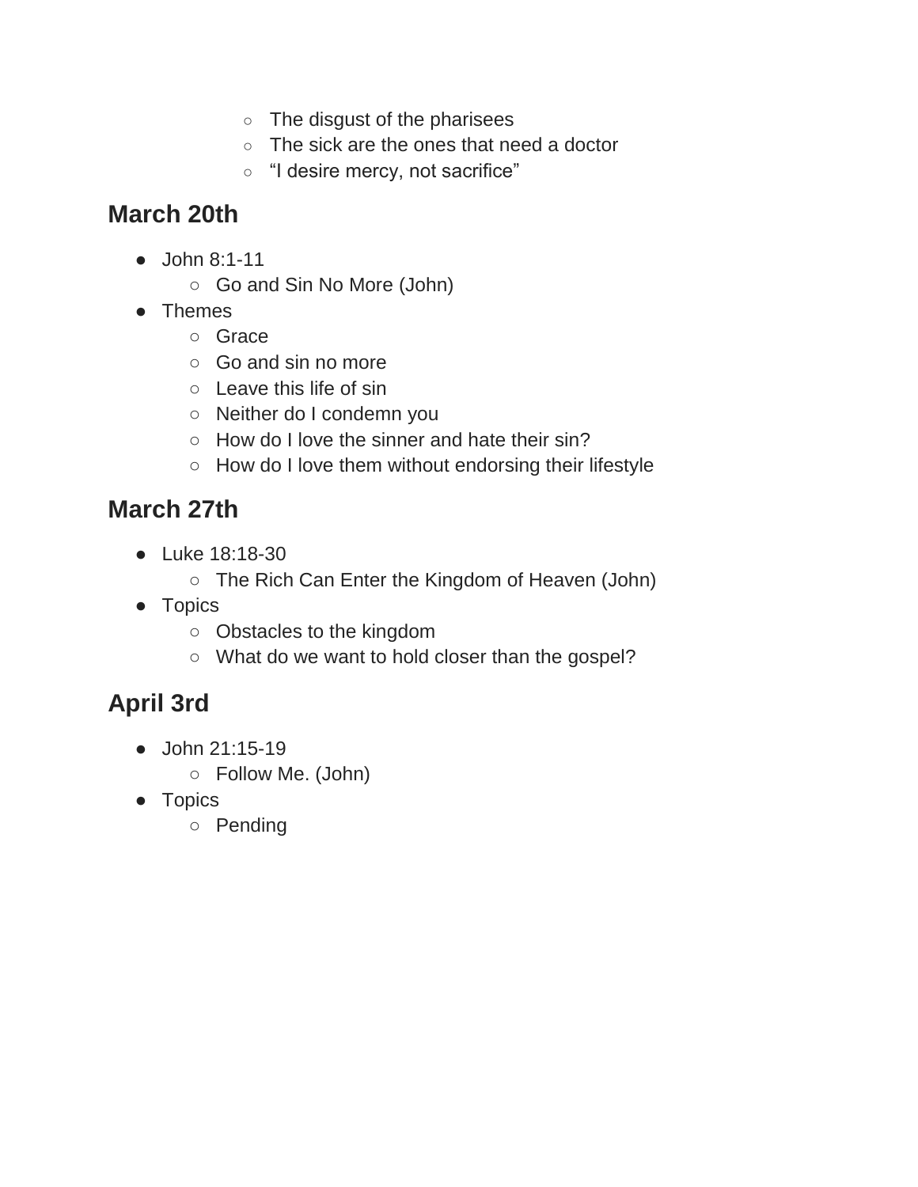- The disgust of the pharisees
    - The sick are the ones that need a doctor
    - “I desire mercy, not sacrifice”

## March 20th

- John 8:1-11
  - Go and Sin No More (John)
- Themes
  - Grace
  - Go and sin no more
  - Leave this life of sin
  - Neither do I condemn you
  - How do I love the sinner and hate their sin?
  - How do I love them without endorsing their lifestyle

## March 27th

- Luke 18:18-30
  - The Rich Can Enter the Kingdom of Heaven (John)
- Topics
  - Obstacles to the kingdom
  - What do we want to hold closer than the gospel?

## April 3rd

- John 21:15-19
  - Follow Me. (John)
- Topics
  - Pending